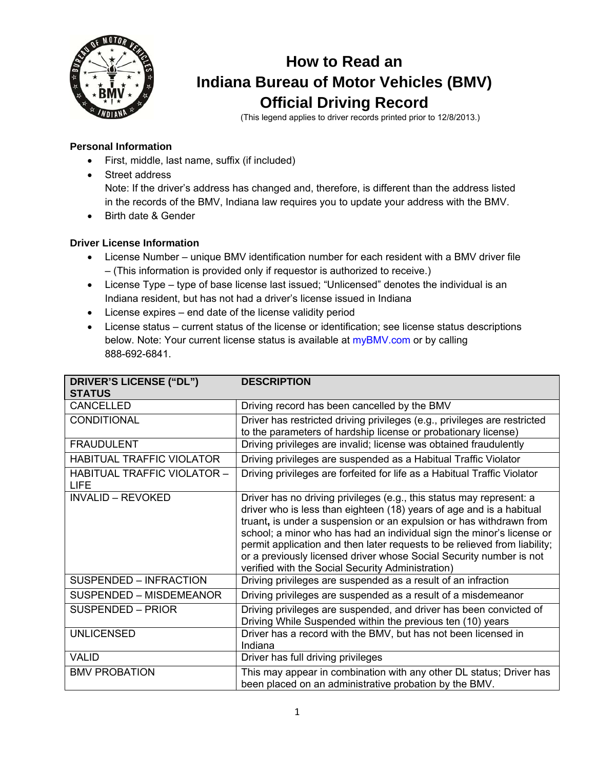# How to Read an Indiana Bureau of Motor Vehicles (BMV) Official Driving Record

(This legend applies to driver records printed prior to 12/8/2013.)

### Personal Information

- First, middle, last name, suffix (if included)
- Street address
  Note: If the driver's address has changed and, therefore, is different than the address listed in the records of the BMV, Indiana law requires you to update your address with the BMV.
- Birth date & Gender

### Driver License Information

- License Number – unique BMV identification number for each resident with a BMV driver file – (This information is provided only if requestor is authorized to receive.)
- License Type – type of base license last issued; "Unlicensed" denotes the individual is an Indiana resident, but has not had a driver's license issued in Indiana
- License expires – end date of the license validity period
- License status – current status of the license or identification; see license status descriptions below. Note: Your current license status is available at myBMV.com or by calling 888-692-6841.

| DRIVER'S LICENSE ("DL") STATUS | DESCRIPTION |
|---|---|
| CANCELLED | Driving record has been cancelled by the BMV |
| CONDITIONAL | Driver has restricted driving privileges (e.g., privileges are restricted to the parameters of hardship license or probationary license) |
| FRAUDULENT | Driving privileges are invalid; license was obtained fraudulently |
| HABITUAL TRAFFIC VIOLATOR | Driving privileges are suspended as a Habitual Traffic Violator |
| HABITUAL TRAFFIC VIOLATOR – LIFE | Driving privileges are forfeited for life as a Habitual Traffic Violator |
| INVALID – REVOKED | Driver has no driving privileges (e.g., this status may represent: a driver who is less than eighteen (18) years of age and is a habitual truant, is under a suspension or an expulsion or has withdrawn from school; a minor who has had an individual sign the minor's license or permit application and then later requests to be relieved from liability; or a previously licensed driver whose Social Security number is not verified with the Social Security Administration) |
| SUSPENDED – INFRACTION | Driving privileges are suspended as a result of an infraction |
| SUSPENDED – MISDEMEANOR | Driving privileges are suspended as a result of a misdemeanor |
| SUSPENDED – PRIOR | Driving privileges are suspended, and driver has been convicted of Driving While Suspended within the previous ten (10) years |
| UNLICENSED | Driver has a record with the BMV, but has not been licensed in Indiana |
| VALID | Driver has full driving privileges |
| BMV PROBATION | This may appear in combination with any other DL status; Driver has been placed on an administrative probation by the BMV. |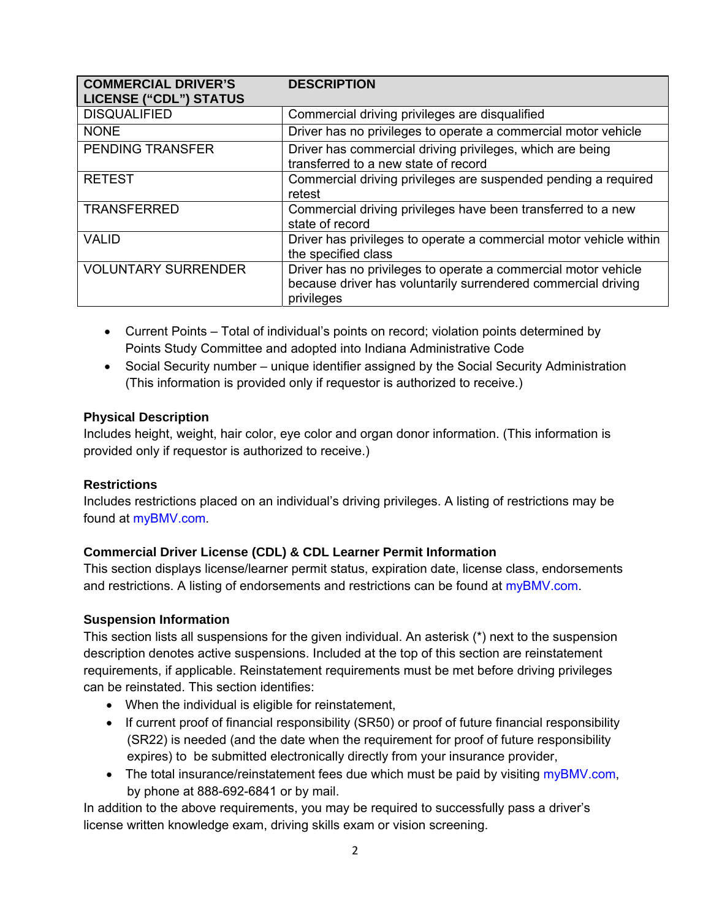| COMMERCIAL DRIVER'S LICENSE ("CDL") STATUS | DESCRIPTION |
|---|---|
| DISQUALIFIED | Commercial driving privileges are disqualified |
| NONE | Driver has no privileges to operate a commercial motor vehicle |
| PENDING TRANSFER | Driver has commercial driving privileges, which are being transferred to a new state of record |
| RETEST | Commercial driving privileges are suspended pending a required retest |
| TRANSFERRED | Commercial driving privileges have been transferred to a new state of record |
| VALID | Driver has privileges to operate a commercial motor vehicle within the specified class |
| VOLUNTARY SURRENDER | Driver has no privileges to operate a commercial motor vehicle because driver has voluntarily surrendered commercial driving privileges |

- Current Points – Total of individual's points on record; violation points determined by Points Study Committee and adopted into Indiana Administrative Code
- Social Security number – unique identifier assigned by the Social Security Administration (This information is provided only if requestor is authorized to receive.)

**Physical Description**
Includes height, weight, hair color, eye color and organ donor information. (This information is provided only if requestor is authorized to receive.)

**Restrictions**
Includes restrictions placed on an individual's driving privileges. A listing of restrictions may be found at myBMV.com.

**Commercial Driver License (CDL) & CDL Learner Permit Information**
This section displays license/learner permit status, expiration date, license class, endorsements and restrictions. A listing of endorsements and restrictions can be found at myBMV.com.

**Suspension Information**
This section lists all suspensions for the given individual. An asterisk (*) next to the suspension description denotes active suspensions. Included at the top of this section are reinstatement requirements, if applicable. Reinstatement requirements must be met before driving privileges can be reinstated. This section identifies:

- When the individual is eligible for reinstatement,
- If current proof of financial responsibility (SR50) or proof of future financial responsibility (SR22) is needed (and the date when the requirement for proof of future responsibility expires) to be submitted electronically directly from your insurance provider,
- The total insurance/reinstatement fees due which must be paid by visiting myBMV.com, by phone at 888-692-6841 or by mail.

In addition to the above requirements, you may be required to successfully pass a driver's license written knowledge exam, driving skills exam or vision screening.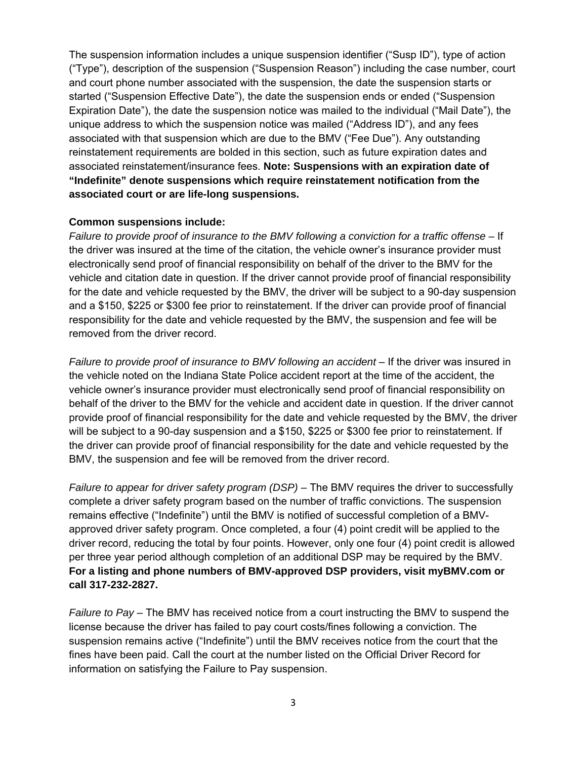The suspension information includes a unique suspension identifier ("Susp ID"), type of action ("Type"), description of the suspension ("Suspension Reason") including the case number, court and court phone number associated with the suspension, the date the suspension starts or started ("Suspension Effective Date"), the date the suspension ends or ended ("Suspension Expiration Date"), the date the suspension notice was mailed to the individual ("Mail Date"), the unique address to which the suspension notice was mailed ("Address ID"), and any fees associated with that suspension which are due to the BMV ("Fee Due"). Any outstanding reinstatement requirements are bolded in this section, such as future expiration dates and associated reinstatement/insurance fees. **Note: Suspensions with an expiration date of "Indefinite" denote suspensions which require reinstatement notification from the associated court or are life-long suspensions.**

**Common suspensions include:**

*Failure to provide proof of insurance to the BMV following a conviction for a traffic offense* – If the driver was insured at the time of the citation, the vehicle owner's insurance provider must electronically send proof of financial responsibility on behalf of the driver to the BMV for the vehicle and citation date in question. If the driver cannot provide proof of financial responsibility for the date and vehicle requested by the BMV, the driver will be subject to a 90-day suspension and a $150, $225 or $300 fee prior to reinstatement. If the driver can provide proof of financial responsibility for the date and vehicle requested by the BMV, the suspension and fee will be removed from the driver record.

*Failure to provide proof of insurance to BMV following an accident* – If the driver was insured in the vehicle noted on the Indiana State Police accident report at the time of the accident, the vehicle owner's insurance provider must electronically send proof of financial responsibility on behalf of the driver to the BMV for the vehicle and accident date in question. If the driver cannot provide proof of financial responsibility for the date and vehicle requested by the BMV, the driver will be subject to a 90-day suspension and a $150, $225 or $300 fee prior to reinstatement. If the driver can provide proof of financial responsibility for the date and vehicle requested by the BMV, the suspension and fee will be removed from the driver record.

*Failure to appear for driver safety program (DSP)* – The BMV requires the driver to successfully complete a driver safety program based on the number of traffic convictions. The suspension remains effective ("Indefinite") until the BMV is notified of successful completion of a BMV-approved driver safety program. Once completed, a four (4) point credit will be applied to the driver record, reducing the total by four points. However, only one four (4) point credit is allowed per three year period although completion of an additional DSP may be required by the BMV. **For a listing and phone numbers of BMV-approved DSP providers, visit myBMV.com or call 317-232-2827.**

*Failure to Pay* – The BMV has received notice from a court instructing the BMV to suspend the license because the driver has failed to pay court costs/fines following a conviction. The suspension remains active ("Indefinite") until the BMV receives notice from the court that the fines have been paid. Call the court at the number listed on the Official Driver Record for information on satisfying the Failure to Pay suspension.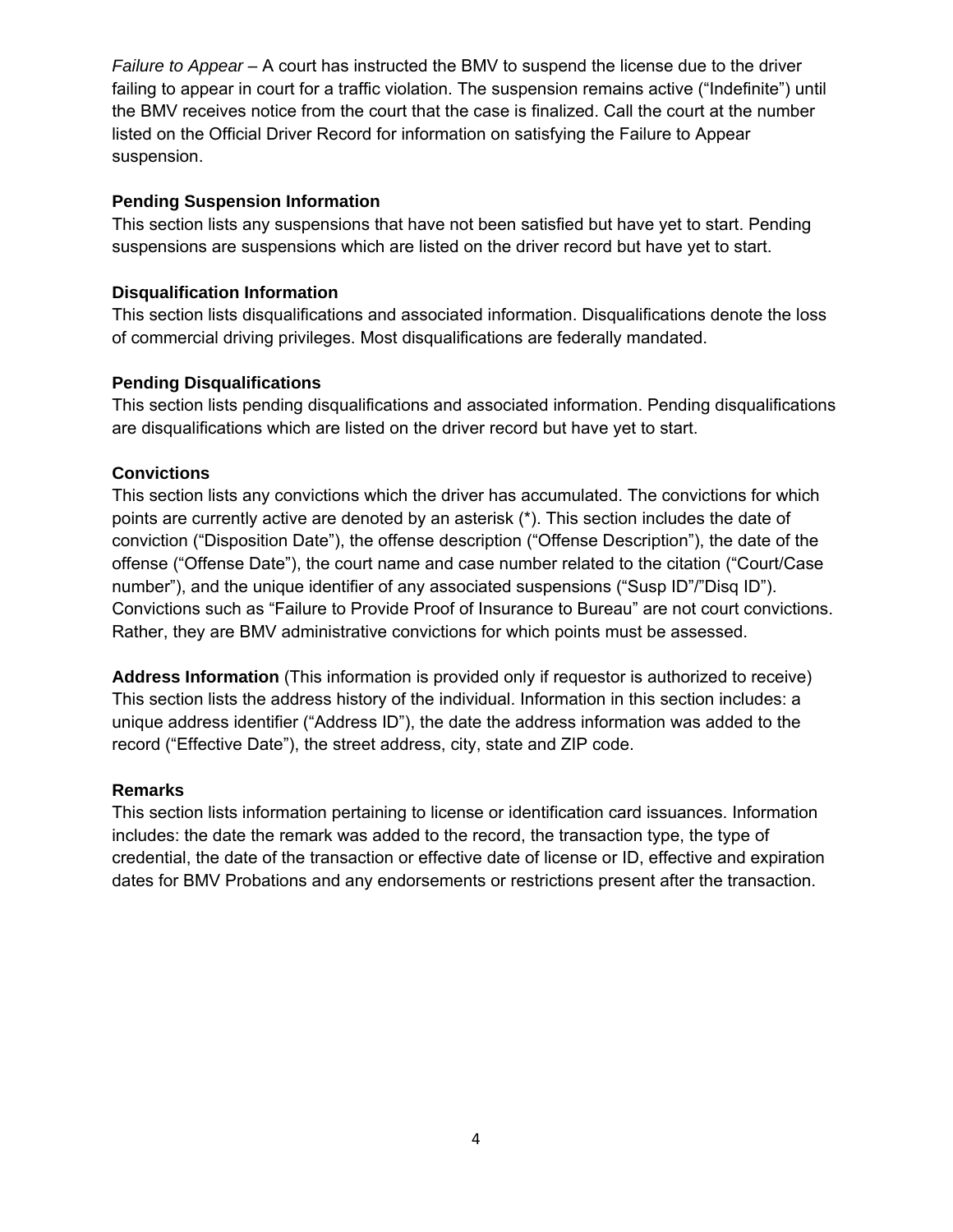*Failure to Appear* – A court has instructed the BMV to suspend the license due to the driver failing to appear in court for a traffic violation. The suspension remains active (“Indefinite”) until the BMV receives notice from the court that the case is finalized. Call the court at the number listed on the Official Driver Record for information on satisfying the Failure to Appear suspension.

**Pending Suspension Information**
This section lists any suspensions that have not been satisfied but have yet to start. Pending suspensions are suspensions which are listed on the driver record but have yet to start.

**Disqualification Information**
This section lists disqualifications and associated information. Disqualifications denote the loss of commercial driving privileges. Most disqualifications are federally mandated.

**Pending Disqualifications**
This section lists pending disqualifications and associated information. Pending disqualifications are disqualifications which are listed on the driver record but have yet to start.

**Convictions**
This section lists any convictions which the driver has accumulated. The convictions for which points are currently active are denoted by an asterisk (*). This section includes the date of conviction (“Disposition Date”), the offense description (“Offense Description”), the date of the offense (“Offense Date”), the court name and case number related to the citation (“Court/Case number”), and the unique identifier of any associated suspensions (“Susp ID”/”Disq ID”). Convictions such as “Failure to Provide Proof of Insurance to Bureau” are not court convictions. Rather, they are BMV administrative convictions for which points must be assessed.

**Address Information** (This information is provided only if requestor is authorized to receive)
This section lists the address history of the individual. Information in this section includes: a unique address identifier (“Address ID”), the date the address information was added to the record (“Effective Date”), the street address, city, state and ZIP code.

**Remarks**
This section lists information pertaining to license or identification card issuances. Information includes: the date the remark was added to the record, the transaction type, the type of credential, the date of the transaction or effective date of license or ID, effective and expiration dates for BMV Probations and any endorsements or restrictions present after the transaction.